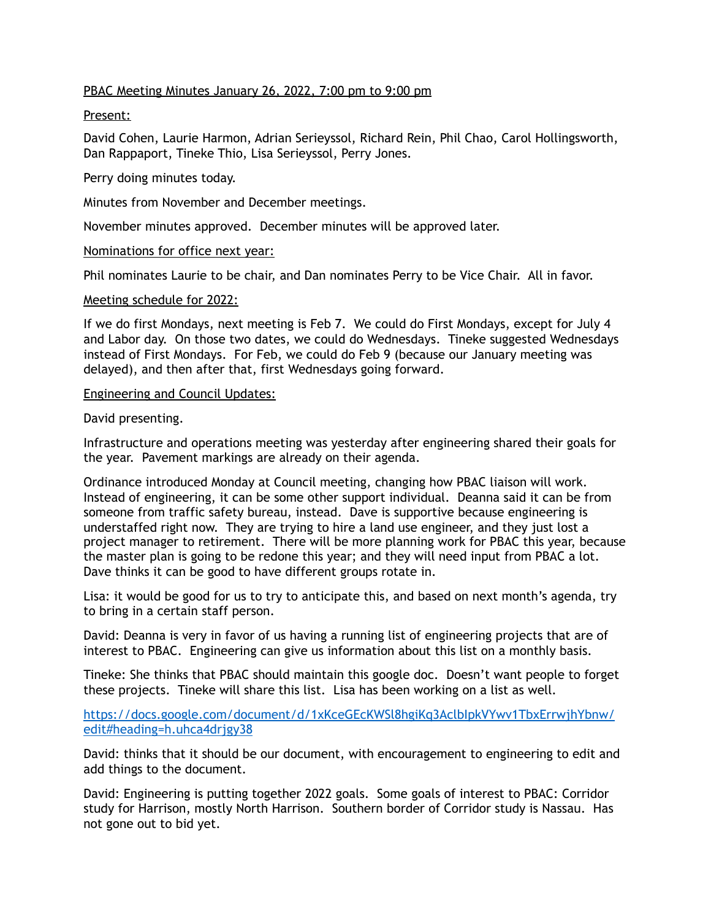PBAC Meeting Minutes January 26, 2022, 7:00 pm to 9:00 pm

Present:

David Cohen, Laurie Harmon, Adrian Serieyssol, Richard Rein, Phil Chao, Carol Hollingsworth, Dan Rappaport, Tineke Thio, Lisa Serieyssol, Perry Jones.

Perry doing minutes today.

Minutes from November and December meetings.

November minutes approved. December minutes will be approved later.

Nominations for office next year:

Phil nominates Laurie to be chair, and Dan nominates Perry to be Vice Chair. All in favor.

Meeting schedule for 2022:

If we do first Mondays, next meeting is Feb 7. We could do First Mondays, except for July 4 and Labor day. On those two dates, we could do Wednesdays. Tineke suggested Wednesdays instead of First Mondays. For Feb, we could do Feb 9 (because our January meeting was delayed), and then after that, first Wednesdays going forward.

Engineering and Council Updates:

David presenting.

Infrastructure and operations meeting was yesterday after engineering shared their goals for the year. Pavement markings are already on their agenda.

Ordinance introduced Monday at Council meeting, changing how PBAC liaison will work. Instead of engineering, it can be some other support individual. Deanna said it can be from someone from traffic safety bureau, instead. Dave is supportive because engineering is understaffed right now. They are trying to hire a land use engineer, and they just lost a project manager to retirement. There will be more planning work for PBAC this year, because the master plan is going to be redone this year; and they will need input from PBAC a lot. Dave thinks it can be good to have different groups rotate in.

Lisa: it would be good for us to try to anticipate this, and based on next month's agenda, try to bring in a certain staff person.

David: Deanna is very in favor of us having a running list of engineering projects that are of interest to PBAC. Engineering can give us information about this list on a monthly basis.

Tineke: She thinks that PBAC should maintain this google doc. Doesn't want people to forget these projects. Tineke will share this list. Lisa has been working on a list as well.

https://docs.google.com/document/d/1xKceGEcKWSl8hgiKq3AclbIpkVYwv1TbxErrwjhYbnw/edit#heading=h.uhca4drjgy38

David: thinks that it should be our document, with encouragement to engineering to edit and add things to the document.

David: Engineering is putting together 2022 goals. Some goals of interest to PBAC: Corridor study for Harrison, mostly North Harrison. Southern border of Corridor study is Nassau. Has not gone out to bid yet.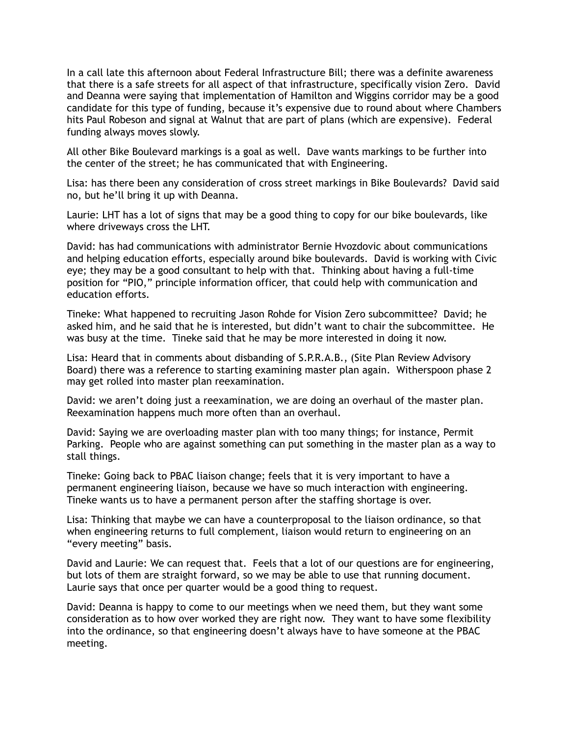In a call late this afternoon about Federal Infrastructure Bill; there was a definite awareness that there is a safe streets for all aspect of that infrastructure, specifically vision Zero. David and Deanna were saying that implementation of Hamilton and Wiggins corridor may be a good candidate for this type of funding, because it's expensive due to round about where Chambers hits Paul Robeson and signal at Walnut that are part of plans (which are expensive). Federal funding always moves slowly.

All other Bike Boulevard markings is a goal as well. Dave wants markings to be further into the center of the street; he has communicated that with Engineering.

Lisa: has there been any consideration of cross street markings in Bike Boulevards? David said no, but he'll bring it up with Deanna.

Laurie: LHT has a lot of signs that may be a good thing to copy for our bike boulevards, like where driveways cross the LHT.

David: has had communications with administrator Bernie Hvozdovic about communications and helping education efforts, especially around bike boulevards. David is working with Civic eye; they may be a good consultant to help with that. Thinking about having a full-time position for "PIO," principle information officer, that could help with communication and education efforts.

Tineke: What happened to recruiting Jason Rohde for Vision Zero subcommittee? David; he asked him, and he said that he is interested, but didn't want to chair the subcommittee. He was busy at the time. Tineke said that he may be more interested in doing it now.

Lisa: Heard that in comments about disbanding of S.P.R.A.B., (Site Plan Review Advisory Board) there was a reference to starting examining master plan again. Witherspoon phase 2 may get rolled into master plan reexamination.

David: we aren't doing just a reexamination, we are doing an overhaul of the master plan. Reexamination happens much more often than an overhaul.

David: Saying we are overloading master plan with too many things; for instance, Permit Parking. People who are against something can put something in the master plan as a way to stall things.

Tineke: Going back to PBAC liaison change; feels that it is very important to have a permanent engineering liaison, because we have so much interaction with engineering. Tineke wants us to have a permanent person after the staffing shortage is over.

Lisa: Thinking that maybe we can have a counterproposal to the liaison ordinance, so that when engineering returns to full complement, liaison would return to engineering on an "every meeting" basis.

David and Laurie: We can request that. Feels that a lot of our questions are for engineering, but lots of them are straight forward, so we may be able to use that running document. Laurie says that once per quarter would be a good thing to request.

David: Deanna is happy to come to our meetings when we need them, but they want some consideration as to how over worked they are right now. They want to have some flexibility into the ordinance, so that engineering doesn't always have to have someone at the PBAC meeting.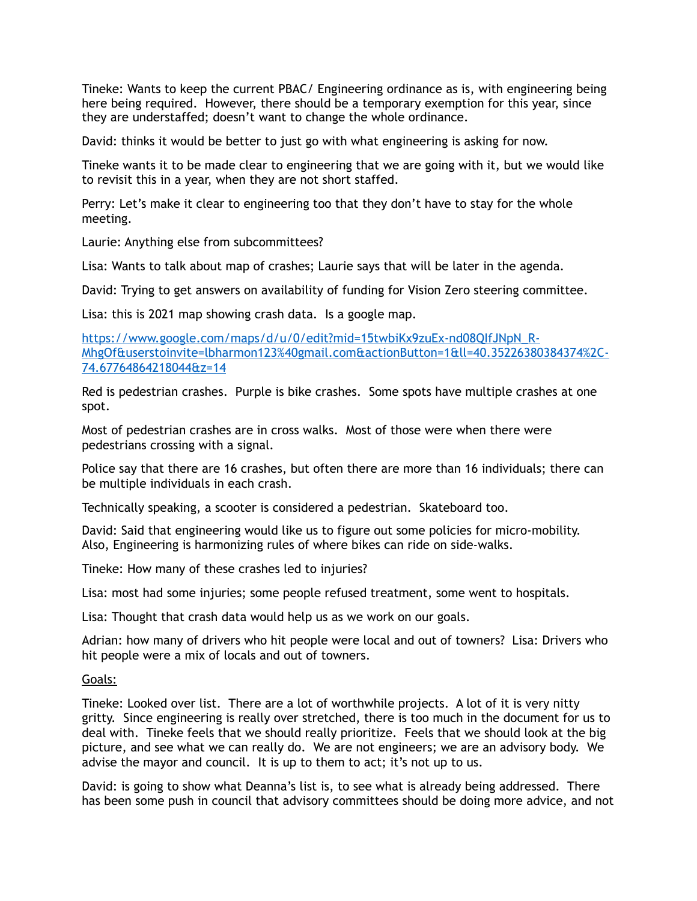Tineke: Wants to keep the current PBAC/ Engineering ordinance as is, with engineering being here being required. However, there should be a temporary exemption for this year, since they are understaffed; doesn't want to change the whole ordinance.

David: thinks it would be better to just go with what engineering is asking for now.

Tineke wants it to be made clear to engineering that we are going with it, but we would like to revisit this in a year, when they are not short staffed.

Perry: Let's make it clear to engineering too that they don't have to stay for the whole meeting.

Laurie: Anything else from subcommittees?

Lisa: Wants to talk about map of crashes; Laurie says that will be later in the agenda.

David: Trying to get answers on availability of funding for Vision Zero steering committee.

Lisa: this is 2021 map showing crash data. Is a google map.

https://www.google.com/maps/d/u/0/edit?mid=15twbiKx9zuEx-nd08QIfJNpN_R-MhgOf&userstoinvite=lbharmon123%40gmail.com&actionButton=1&ll=40.35226380384374%2C-74.67764864218044&z=14

Red is pedestrian crashes. Purple is bike crashes. Some spots have multiple crashes at one spot.

Most of pedestrian crashes are in cross walks. Most of those were when there were pedestrians crossing with a signal.

Police say that there are 16 crashes, but often there are more than 16 individuals; there can be multiple individuals in each crash.

Technically speaking, a scooter is considered a pedestrian. Skateboard too.

David: Said that engineering would like us to figure out some policies for micro-mobility. Also, Engineering is harmonizing rules of where bikes can ride on side-walks.

Tineke: How many of these crashes led to injuries?

Lisa: most had some injuries; some people refused treatment, some went to hospitals.

Lisa: Thought that crash data would help us as we work on our goals.

Adrian: how many of drivers who hit people were local and out of towners? Lisa: Drivers who hit people were a mix of locals and out of towners.

<u>Goals:</u>

Tineke: Looked over list. There are a lot of worthwhile projects. A lot of it is very nitty gritty. Since engineering is really over stretched, there is too much in the document for us to deal with. Tineke feels that we should really prioritize. Feels that we should look at the big picture, and see what we can really do. We are not engineers; we are an advisory body. We advise the mayor and council. It is up to them to act; it's not up to us.

David: is going to show what Deanna's list is, to see what is already being addressed. There has been some push in council that advisory committees should be doing more advice, and not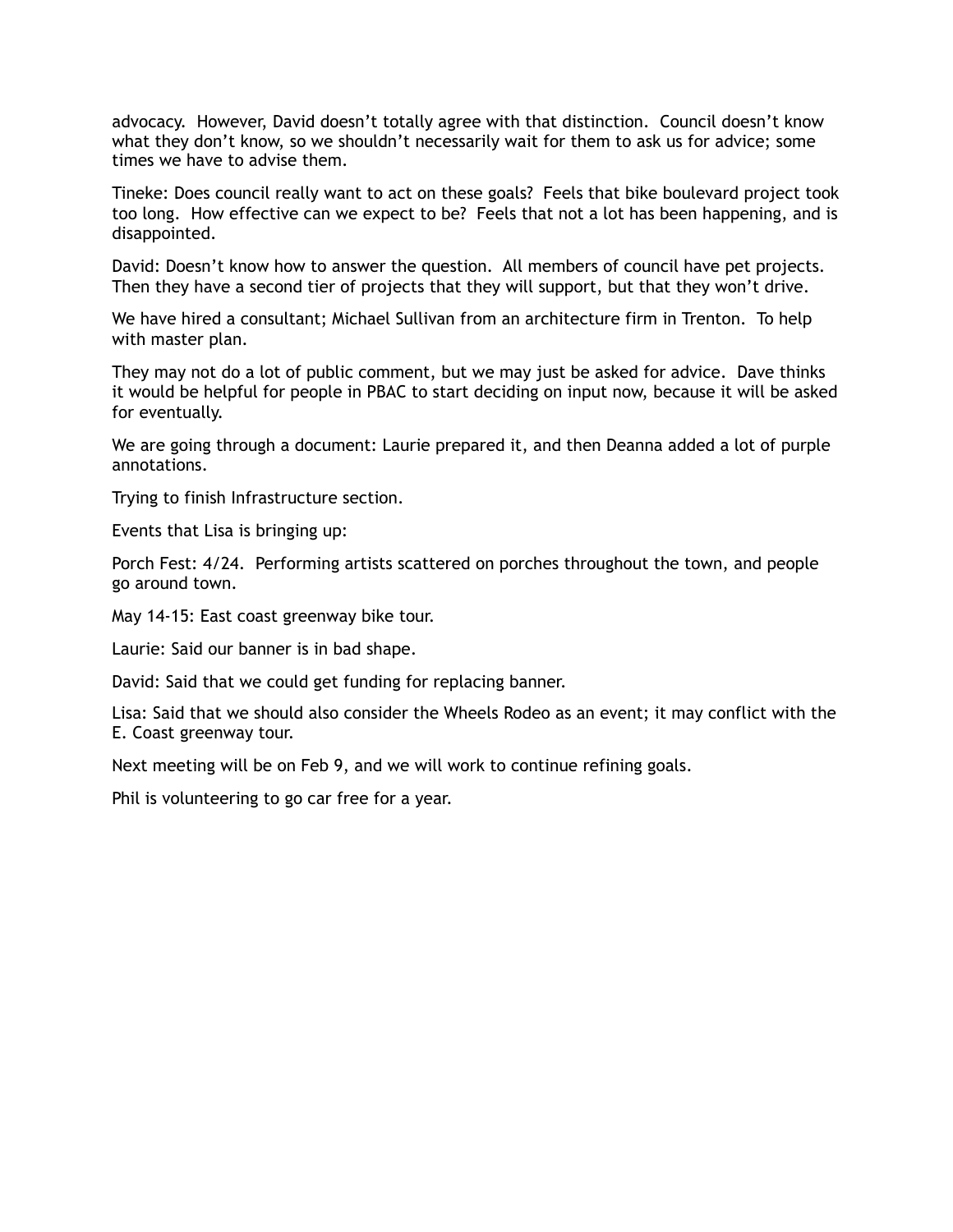advocacy. However, David doesn't totally agree with that distinction. Council doesn't know what they don't know, so we shouldn't necessarily wait for them to ask us for advice; some times we have to advise them.

Tineke: Does council really want to act on these goals? Feels that bike boulevard project took too long. How effective can we expect to be? Feels that not a lot has been happening, and is disappointed.

David: Doesn't know how to answer the question. All members of council have pet projects. Then they have a second tier of projects that they will support, but that they won't drive.

We have hired a consultant; Michael Sullivan from an architecture firm in Trenton. To help with master plan.

They may not do a lot of public comment, but we may just be asked for advice. Dave thinks it would be helpful for people in PBAC to start deciding on input now, because it will be asked for eventually.

We are going through a document: Laurie prepared it, and then Deanna added a lot of purple annotations.

Trying to finish Infrastructure section.

Events that Lisa is bringing up:

Porch Fest: 4/24. Performing artists scattered on porches throughout the town, and people go around town.

May 14-15: East coast greenway bike tour.

Laurie: Said our banner is in bad shape.

David: Said that we could get funding for replacing banner.

Lisa: Said that we should also consider the Wheels Rodeo as an event; it may conflict with the E. Coast greenway tour.

Next meeting will be on Feb 9, and we will work to continue refining goals.

Phil is volunteering to go car free for a year.